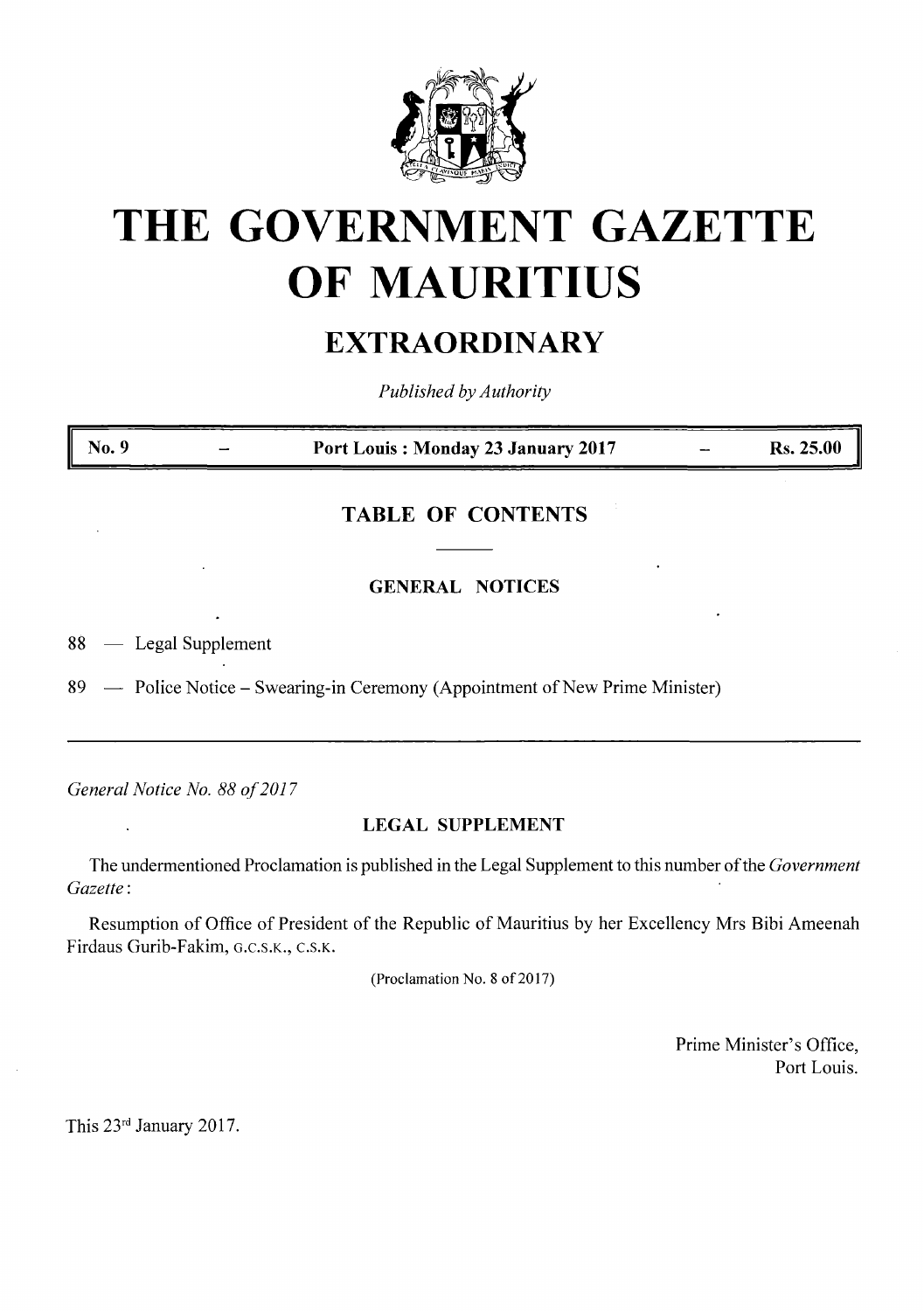# THE GOVERNMENT GAZETTE OF MAURITIUS

## EXTRAORDINARY

*Published by Authority*

| No. 9 | – | Port Louis : Monday 23 January 2017 | – | Rs. 25.00 |
|---|---|---|---|---|

### TABLE OF CONTENTS

#### GENERAL NOTICES

88 — Legal Supplement

89 — Police Notice – Swearing-in Ceremony (Appointment of New Prime Minister)

---

*General Notice No. 88 of 2017*

**LEGAL SUPPLEMENT**

The undermentioned Proclamation is published in the Legal Supplement to this number of the *Government Gazette*:

Resumption of Office of President of the Republic of Mauritius by her Excellency Mrs Bibi Ameenah Firdaus Gurib-Fakim, G.C.S.K., C.S.K.

(Proclamation No. 8 of 2017)

Prime Minister's Office,
Port Louis.

This 23rd January 2017.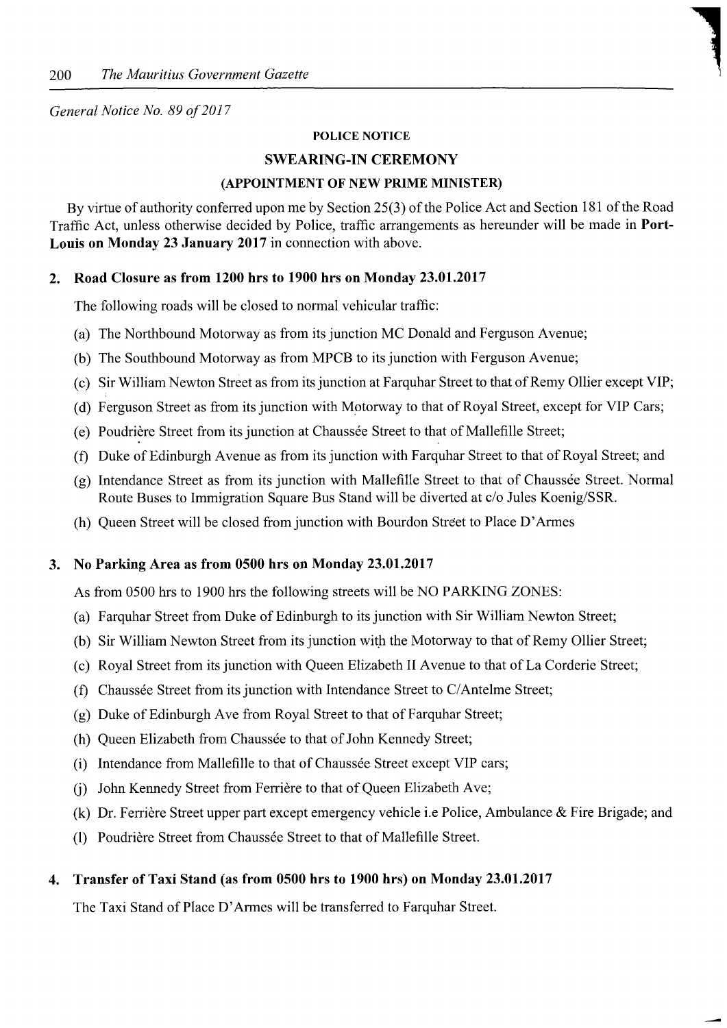*General Notice No. 89 of 2017*

**POLICE NOTICE**

**SWEARING-IN CEREMONY**

**(APPOINTMENT OF NEW PRIME MINISTER)**

By virtue of authority conferred upon me by Section 25(3) of the Police Act and Section 181 of the Road Traffic Act, unless otherwise decided by Police, traffic arrangements as hereunder will be made in **Port-Louis on Monday 23 January 2017** in connection with above.

**2. Road Closure as from 1200 hrs to 1900 hrs on Monday 23.01.2017**

The following roads will be closed to normal vehicular traffic:

(a) The Northbound Motorway as from its junction MC Donald and Ferguson Avenue;

(b) The Southbound Motorway as from MPCB to its junction with Ferguson Avenue;

(c) Sir William Newton Street as from its junction at Farquhar Street to that of Remy Ollier except VIP;

(d) Ferguson Street as from its junction with Motorway to that of Royal Street, except for VIP Cars;

(e) Poudrière Street from its junction at Chaussée Street to that of Mallefille Street;

(f) Duke of Edinburgh Avenue as from its junction with Farquhar Street to that of Royal Street; and

(g) Intendance Street as from its junction with Mallefille Street to that of Chaussée Street. Normal Route Buses to Immigration Square Bus Stand will be diverted at c/o Jules Koenig/SSR.

(h) Queen Street will be closed from junction with Bourdon Street to Place D'Armes

**3. No Parking Area as from 0500 hrs on Monday 23.01.2017**

As from 0500 hrs to 1900 hrs the following streets will be NO PARKING ZONES:

(a) Farquhar Street from Duke of Edinburgh to its junction with Sir William Newton Street;

(b) Sir William Newton Street from its junction with the Motorway to that of Remy Ollier Street;

(c) Royal Street from its junction with Queen Elizabeth II Avenue to that of La Corderie Street;

(f) Chaussée Street from its junction with Intendance Street to C/Antelme Street;

(g) Duke of Edinburgh Ave from Royal Street to that of Farquhar Street;

(h) Queen Elizabeth from Chaussée to that of John Kennedy Street;

(i) Intendance from Mallefille to that of Chaussée Street except VIP cars;

(j) John Kennedy Street from Ferrière to that of Queen Elizabeth Ave;

(k) Dr. Ferrière Street upper part except emergency vehicle i.e Police, Ambulance & Fire Brigade; and

(l) Poudrière Street from Chaussée Street to that of Mallefille Street.

**4. Transfer of Taxi Stand (as from 0500 hrs to 1900 hrs) on Monday 23.01.2017**

The Taxi Stand of Place D'Armes will be transferred to Farquhar Street.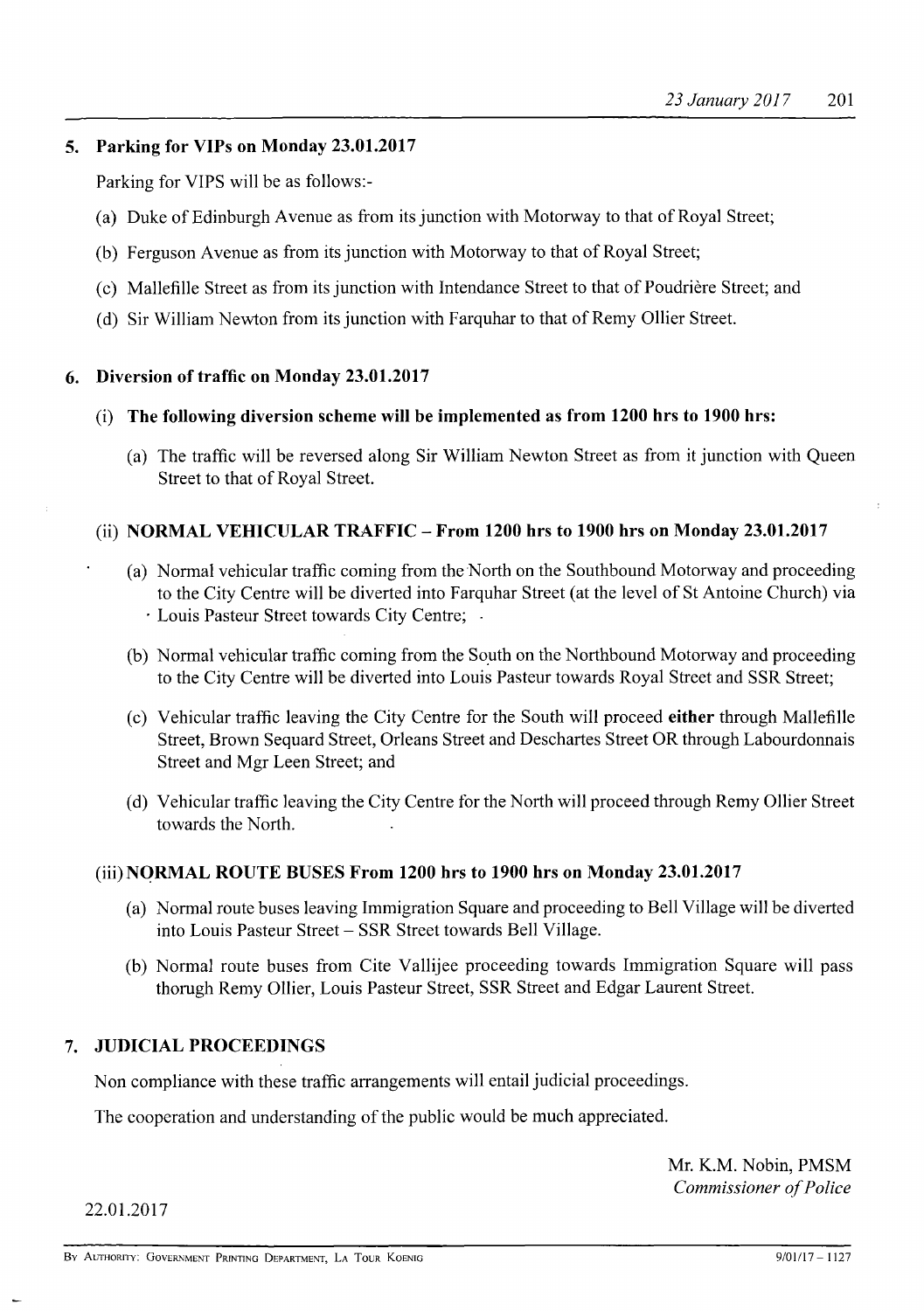## 5. Parking for VIPs on Monday 23.01.2017

Parking for VIPS will be as follows:-

(a) Duke of Edinburgh Avenue as from its junction with Motorway to that of Royal Street;

(b) Ferguson Avenue as from its junction with Motorway to that of Royal Street;

(c) Mallefille Street as from its junction with Intendance Street to that of Poudrière Street; and

(d) Sir William Newton from its junction with Farquhar to that of Remy Ollier Street.

## 6. Diversion of traffic on Monday 23.01.2017

### (i) The following diversion scheme will be implemented as from 1200 hrs to 1900 hrs:

(a) The traffic will be reversed along Sir William Newton Street as from it junction with Queen Street to that of Royal Street.

### (ii) NORMAL VEHICULAR TRAFFIC – From 1200 hrs to 1900 hrs on Monday 23.01.2017

(a) Normal vehicular traffic coming from the North on the Southbound Motorway and proceeding to the City Centre will be diverted into Farquhar Street (at the level of St Antoine Church) via Louis Pasteur Street towards City Centre;

(b) Normal vehicular traffic coming from the South on the Northbound Motorway and proceeding to the City Centre will be diverted into Louis Pasteur towards Royal Street and SSR Street;

(c) Vehicular traffic leaving the City Centre for the South will proceed **either** through Mallefille Street, Brown Sequard Street, Orleans Street and Deschartes Street OR through Labourdonnais Street and Mgr Leen Street; and

(d) Vehicular traffic leaving the City Centre for the North will proceed through Remy Ollier Street towards the North.

### (iii) NORMAL ROUTE BUSES From 1200 hrs to 1900 hrs on Monday 23.01.2017

(a) Normal route buses leaving Immigration Square and proceeding to Bell Village will be diverted into Louis Pasteur Street – SSR Street towards Bell Village.

(b) Normal route buses from Cite Vallijee proceeding towards Immigration Square will pass thorugh Remy Ollier, Louis Pasteur Street, SSR Street and Edgar Laurent Street.

## 7. JUDICIAL PROCEEDINGS

Non compliance with these traffic arrangements will entail judicial proceedings.

The cooperation and understanding of the public would be much appreciated.

Mr. K.M. Nobin, PMSM
*Commissioner of Police*

22.01.2017

By Authority: Government Printing Department, La Tour Koenig 9/01/17 – 1127